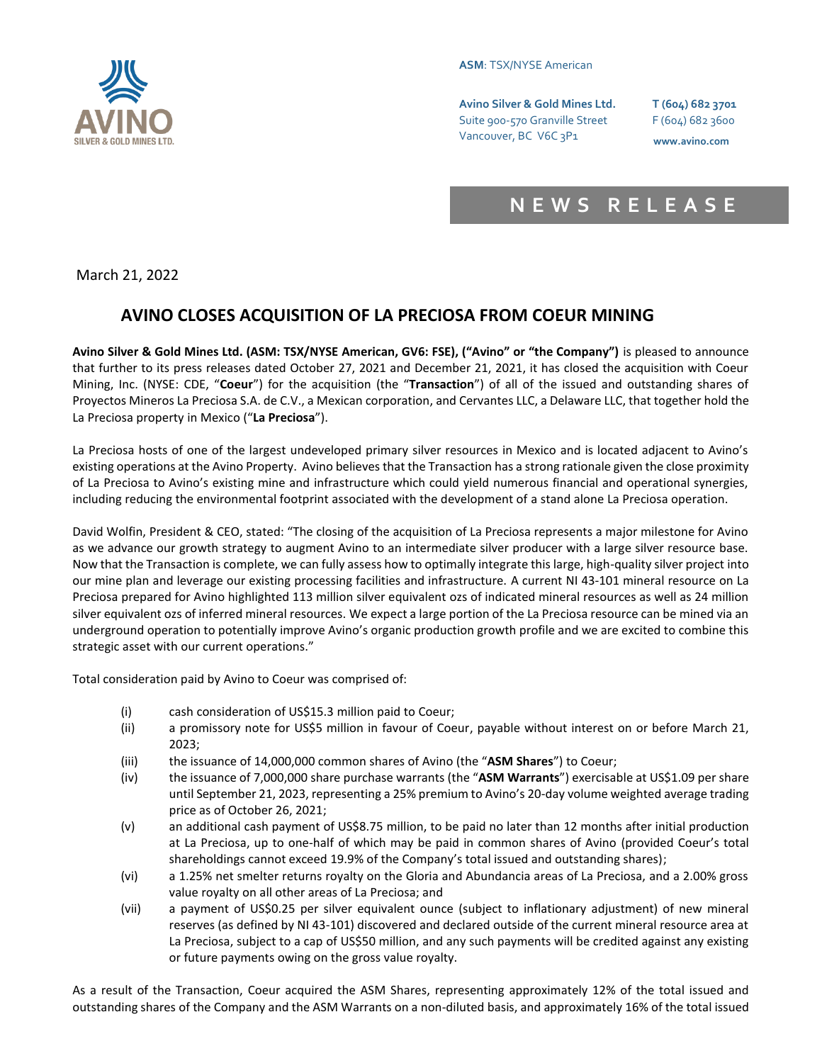ASM: TSX/NYSE American

**Avino Silver & Gold Mines Ltd.**
Suite 900-570 Granville Street
Vancouver, BC V6C 3P1

**T (604) 682 3701**
F (604) 682 3600
**www.avino.com**

# NEWS RELEASE

March 21, 2022

## AVINO CLOSES ACQUISITION OF LA PRECIOSA FROM COEUR MINING

**Avino Silver & Gold Mines Ltd. (ASM: TSX/NYSE American, GV6: FSE), ("Avino" or "the Company")** is pleased to announce that further to its press releases dated October 27, 2021 and December 21, 2021, it has closed the acquisition with Coeur Mining, Inc. (NYSE: CDE, "**Coeur**") for the acquisition (the "**Transaction**") of all of the issued and outstanding shares of Proyectos Mineros La Preciosa S.A. de C.V., a Mexican corporation, and Cervantes LLC, a Delaware LLC, that together hold the La Preciosa property in Mexico ("**La Preciosa**").

La Preciosa hosts of one of the largest undeveloped primary silver resources in Mexico and is located adjacent to Avino's existing operations at the Avino Property. Avino believes that the Transaction has a strong rationale given the close proximity of La Preciosa to Avino's existing mine and infrastructure which could yield numerous financial and operational synergies, including reducing the environmental footprint associated with the development of a stand alone La Preciosa operation.

David Wolfin, President & CEO, stated: "The closing of the acquisition of La Preciosa represents a major milestone for Avino as we advance our growth strategy to augment Avino to an intermediate silver producer with a large silver resource base. Now that the Transaction is complete, we can fully assess how to optimally integrate this large, high-quality silver project into our mine plan and leverage our existing processing facilities and infrastructure. A current NI 43-101 mineral resource on La Preciosa prepared for Avino highlighted 113 million silver equivalent ozs of indicated mineral resources as well as 24 million silver equivalent ozs of inferred mineral resources. We expect a large portion of the La Preciosa resource can be mined via an underground operation to potentially improve Avino's organic production growth profile and we are excited to combine this strategic asset with our current operations."

Total consideration paid by Avino to Coeur was comprised of:

(i) cash consideration of US$15.3 million paid to Coeur;
(ii) a promissory note for US$5 million in favour of Coeur, payable without interest on or before March 21, 2023;
(iii) the issuance of 14,000,000 common shares of Avino (the "**ASM Shares**") to Coeur;
(iv) the issuance of 7,000,000 share purchase warrants (the "**ASM Warrants**") exercisable at US$1.09 per share until September 21, 2023, representing a 25% premium to Avino's 20-day volume weighted average trading price as of October 26, 2021;
(v) an additional cash payment of US$8.75 million, to be paid no later than 12 months after initial production at La Preciosa, up to one-half of which may be paid in common shares of Avino (provided Coeur's total shareholdings cannot exceed 19.9% of the Company's total issued and outstanding shares);
(vi) a 1.25% net smelter returns royalty on the Gloria and Abundancia areas of La Preciosa, and a 2.00% gross value royalty on all other areas of La Preciosa; and
(vii) a payment of US$0.25 per silver equivalent ounce (subject to inflationary adjustment) of new mineral reserves (as defined by NI 43-101) discovered and declared outside of the current mineral resource area at La Preciosa, subject to a cap of US$50 million, and any such payments will be credited against any existing or future payments owing on the gross value royalty.

As a result of the Transaction, Coeur acquired the ASM Shares, representing approximately 12% of the total issued and outstanding shares of the Company and the ASM Warrants on a non-diluted basis, and approximately 16% of the total issued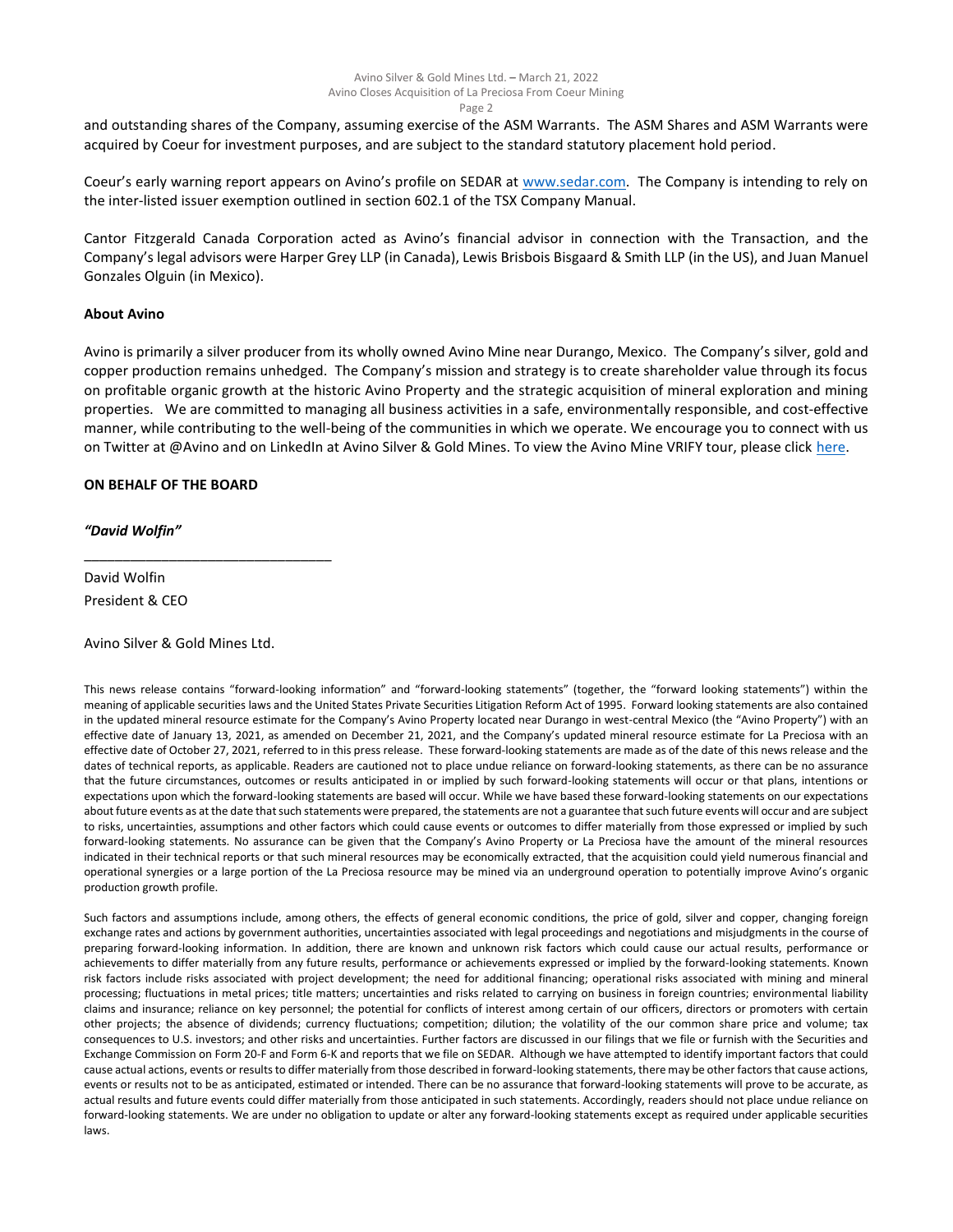and outstanding shares of the Company, assuming exercise of the ASM Warrants. The ASM Shares and ASM Warrants were acquired by Coeur for investment purposes, and are subject to the standard statutory placement hold period.

Coeur's early warning report appears on Avino's profile on SEDAR at www.sedar.com. The Company is intending to rely on the inter-listed issuer exemption outlined in section 602.1 of the TSX Company Manual.

Cantor Fitzgerald Canada Corporation acted as Avino's financial advisor in connection with the Transaction, and the Company's legal advisors were Harper Grey LLP (in Canada), Lewis Brisbois Bisgaard & Smith LLP (in the US), and Juan Manuel Gonzales Olguin (in Mexico).

**About Avino**

Avino is primarily a silver producer from its wholly owned Avino Mine near Durango, Mexico. The Company's silver, gold and copper production remains unhedged. The Company's mission and strategy is to create shareholder value through its focus on profitable organic growth at the historic Avino Property and the strategic acquisition of mineral exploration and mining properties. We are committed to managing all business activities in a safe, environmentally responsible, and cost-effective manner, while contributing to the well-being of the communities in which we operate. We encourage you to connect with us on Twitter at @Avino and on LinkedIn at Avino Silver & Gold Mines. To view the Avino Mine VRIFY tour, please click here.

**ON BEHALF OF THE BOARD**

***"David Wolfin"***

\_\_\_\_\_\_\_\_\_\_\_\_\_\_\_\_\_\_\_\_\_\_\_\_\_\_\_\_\_\_\_\_

David Wolfin
President & CEO

Avino Silver & Gold Mines Ltd.

This news release contains "forward-looking information" and "forward-looking statements" (together, the "forward looking statements") within the meaning of applicable securities laws and the United States Private Securities Litigation Reform Act of 1995. Forward looking statements are also contained in the updated mineral resource estimate for the Company's Avino Property located near Durango in west-central Mexico (the "Avino Property") with an effective date of January 13, 2021, as amended on December 21, 2021, and the Company's updated mineral resource estimate for La Preciosa with an effective date of October 27, 2021, referred to in this press release. These forward-looking statements are made as of the date of this news release and the dates of technical reports, as applicable. Readers are cautioned not to place undue reliance on forward-looking statements, as there can be no assurance that the future circumstances, outcomes or results anticipated in or implied by such forward-looking statements will occur or that plans, intentions or expectations upon which the forward-looking statements are based will occur. While we have based these forward-looking statements on our expectations about future events as at the date that such statements were prepared, the statements are not a guarantee that such future events will occur and are subject to risks, uncertainties, assumptions and other factors which could cause events or outcomes to differ materially from those expressed or implied by such forward-looking statements. No assurance can be given that the Company's Avino Property or La Preciosa have the amount of the mineral resources indicated in their technical reports or that such mineral resources may be economically extracted, that the acquisition could yield numerous financial and operational synergies or a large portion of the La Preciosa resource may be mined via an underground operation to potentially improve Avino's organic production growth profile.

Such factors and assumptions include, among others, the effects of general economic conditions, the price of gold, silver and copper, changing foreign exchange rates and actions by government authorities, uncertainties associated with legal proceedings and negotiations and misjudgments in the course of preparing forward-looking information. In addition, there are known and unknown risk factors which could cause our actual results, performance or achievements to differ materially from any future results, performance or achievements expressed or implied by the forward-looking statements. Known risk factors include risks associated with project development; the need for additional financing; operational risks associated with mining and mineral processing; fluctuations in metal prices; title matters; uncertainties and risks related to carrying on business in foreign countries; environmental liability claims and insurance; reliance on key personnel; the potential for conflicts of interest among certain of our officers, directors or promoters with certain other projects; the absence of dividends; currency fluctuations; competition; dilution; the volatility of the our common share price and volume; tax consequences to U.S. investors; and other risks and uncertainties. Further factors are discussed in our filings that we file or furnish with the Securities and Exchange Commission on Form 20-F and Form 6-K and reports that we file on SEDAR. Although we have attempted to identify important factors that could cause actual actions, events or results to differ materially from those described in forward-looking statements, there may be other factors that cause actions, events or results not to be as anticipated, estimated or intended. There can be no assurance that forward-looking statements will prove to be accurate, as actual results and future events could differ materially from those anticipated in such statements. Accordingly, readers should not place undue reliance on forward-looking statements. We are under no obligation to update or alter any forward-looking statements except as required under applicable securities laws.